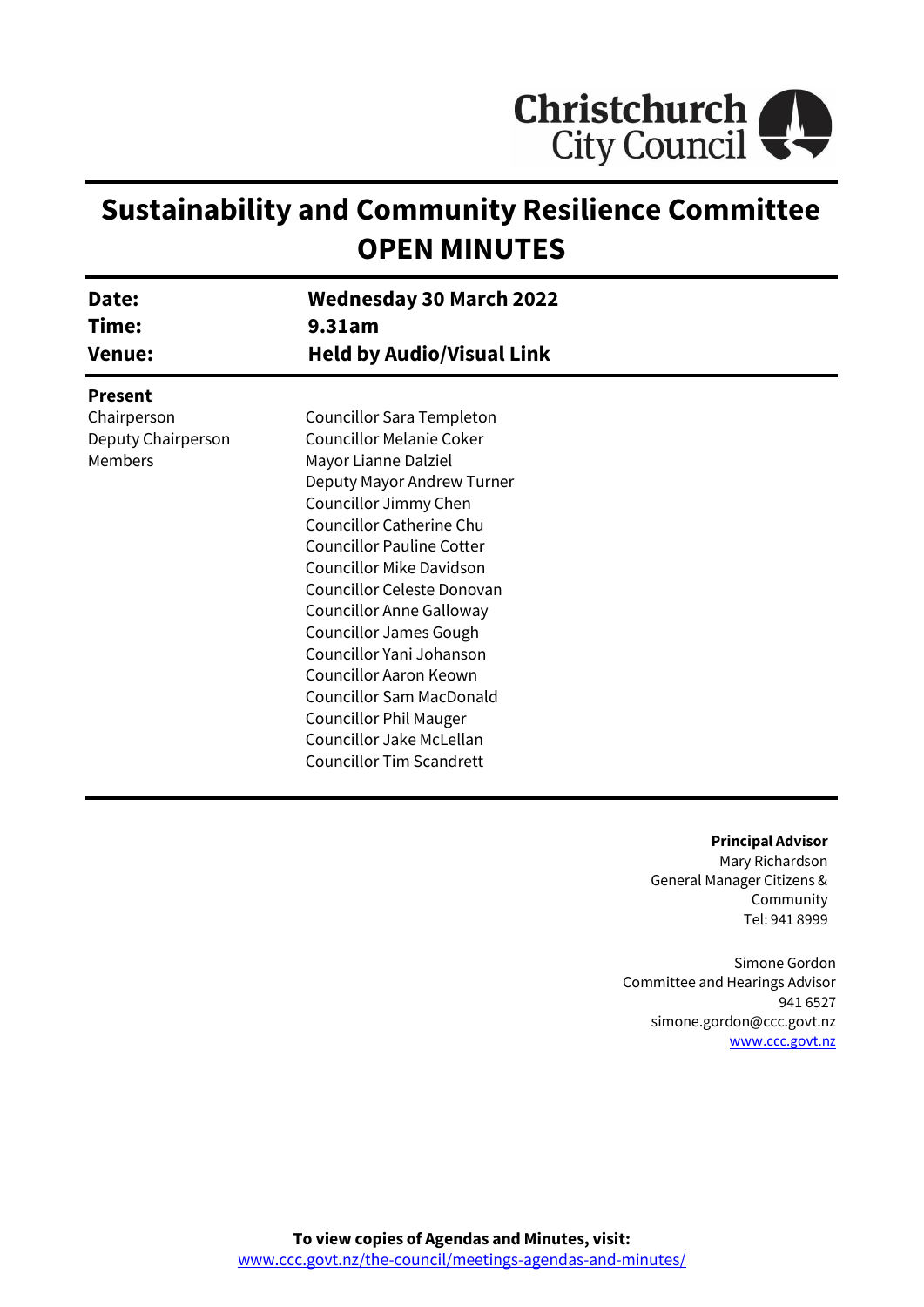# Sustainability and Community Resilience Committee
# OPEN MINUTES

| | |
|---|---|
| **Date:** | **Wednesday 30 March 2022** |
| **Time:** | **9.31am** |
| **Venue:** | **Held by Audio/Visual Link** |

**Present**

| | |
|---|---|
| Chairperson | Councillor Sara Templeton |
| Deputy Chairperson | Councillor Melanie Coker |
| Members | Mayor Lianne Dalziel |
| | Deputy Mayor Andrew Turner |
| | Councillor Jimmy Chen |
| | Councillor Catherine Chu |
| | Councillor Pauline Cotter |
| | Councillor Mike Davidson |
| | Councillor Celeste Donovan |
| | Councillor Anne Galloway |
| | Councillor James Gough |
| | Councillor Yani Johanson |
| | Councillor Aaron Keown |
| | Councillor Sam MacDonald |
| | Councillor Phil Mauger |
| | Councillor Jake McLellan |
| | Councillor Tim Scandrett |

**Principal Advisor**
Mary Richardson
General Manager Citizens & Community
Tel: 941 8999

Simone Gordon
Committee and Hearings Advisor
941 6527
simone.gordon@ccc.govt.nz
www.ccc.govt.nz

**To view copies of Agendas and Minutes, visit:**
www.ccc.govt.nz/the-council/meetings-agendas-and-minutes/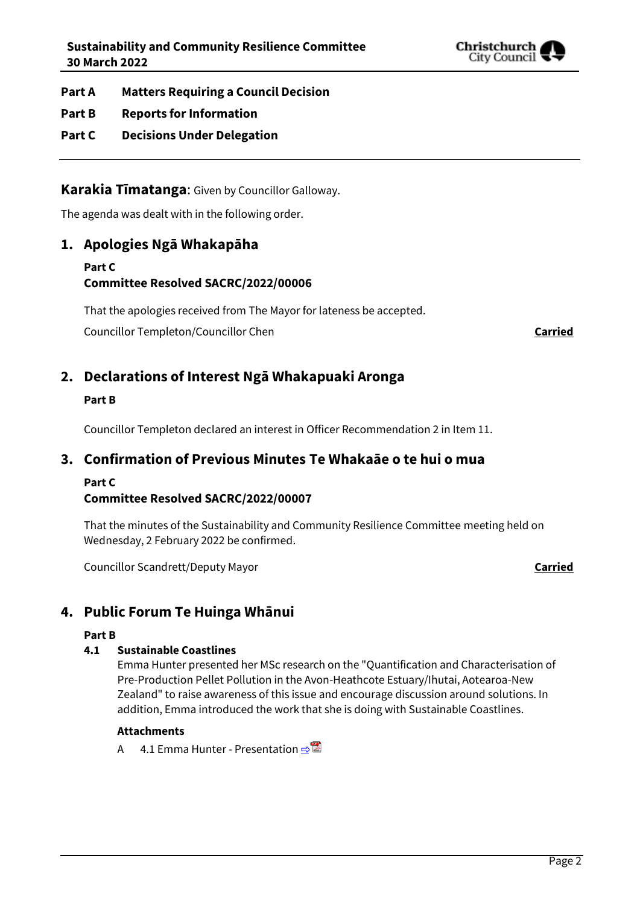**Part A Matters Requiring a Council Decision**

**Part B Reports for Information**

**Part C Decisions Under Delegation**

---

**Karakia Tīmatanga**: Given by Councillor Galloway.

The agenda was dealt with in the following order.

## 1. Apologies Ngā Whakapāha

**Part C**

**Committee Resolved SACRC/2022/00006**

That the apologies received from The Mayor for lateness be accepted.

Councillor Templeton/Councillor Chen **Carried**

## 2. Declarations of Interest Ngā Whakapuaki Aronga

**Part B**

Councillor Templeton declared an interest in Officer Recommendation 2 in Item 11.

## 3. Confirmation of Previous Minutes Te Whakaāe o te hui o mua

**Part C**

**Committee Resolved SACRC/2022/00007**

That the minutes of the Sustainability and Community Resilience Committee meeting held on Wednesday, 2 February 2022 be confirmed.

Councillor Scandrett/Deputy Mayor **Carried**

## 4. Public Forum Te Huinga Whānui

**Part B**

**4.1 Sustainable Coastlines**

Emma Hunter presented her MSc research on the "Quantification and Characterisation of Pre-Production Pellet Pollution in the Avon-Heathcote Estuary/Ihutai, Aotearoa-New Zealand" to raise awareness of this issue and encourage discussion around solutions. In addition, Emma introduced the work that she is doing with Sustainable Coastlines.

**Attachments**

A 4.1 Emma Hunter - Presentation ⇨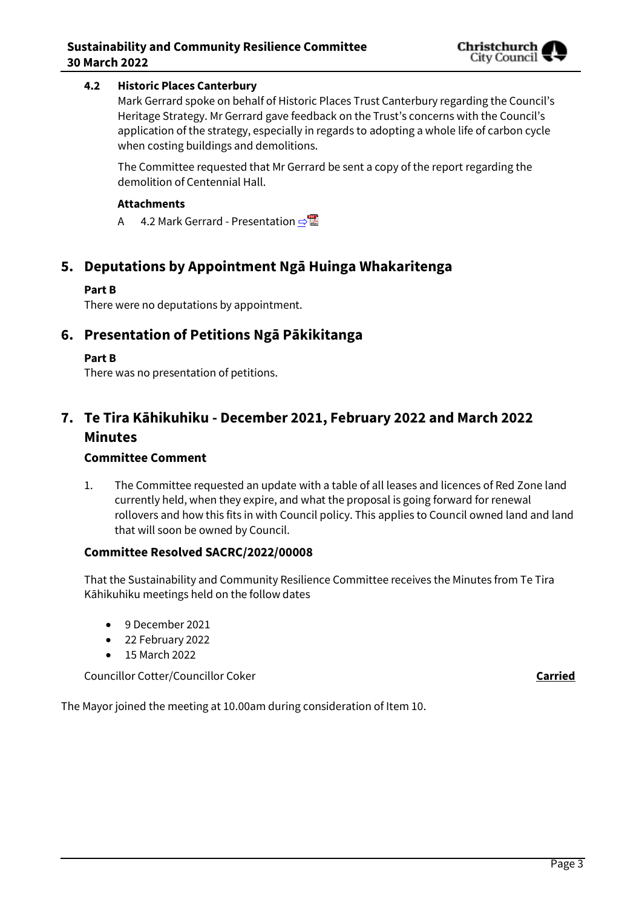### 4.2 Historic Places Canterbury

Mark Gerrard spoke on behalf of Historic Places Trust Canterbury regarding the Council's Heritage Strategy. Mr Gerrard gave feedback on the Trust's concerns with the Council's application of the strategy, especially in regards to adopting a whole life of carbon cycle when costing buildings and demolitions.

The Committee requested that Mr Gerrard be sent a copy of the report regarding the demolition of Centennial Hall.

**Attachments**

A 4.2 Mark Gerrard - Presentation ⇨

## 5. Deputations by Appointment Ngā Huinga Whakaritenga

**Part B**

There were no deputations by appointment.

## 6. Presentation of Petitions Ngā Pākikitanga

**Part B**

There was no presentation of petitions.

## 7. Te Tira Kāhikuhiku - December 2021, February 2022 and March 2022 Minutes

### Committee Comment

1. The Committee requested an update with a table of all leases and licences of Red Zone land currently held, when they expire, and what the proposal is going forward for renewal rollovers and how this fits in with Council policy. This applies to Council owned land and land that will soon be owned by Council.

### Committee Resolved SACRC/2022/00008

That the Sustainability and Community Resilience Committee receives the Minutes from Te Tira Kāhikuhiku meetings held on the follow dates

- 9 December 2021
- 22 February 2022
- 15 March 2022

Councillor Cotter/Councillor Coker **Carried**

The Mayor joined the meeting at 10.00am during consideration of Item 10.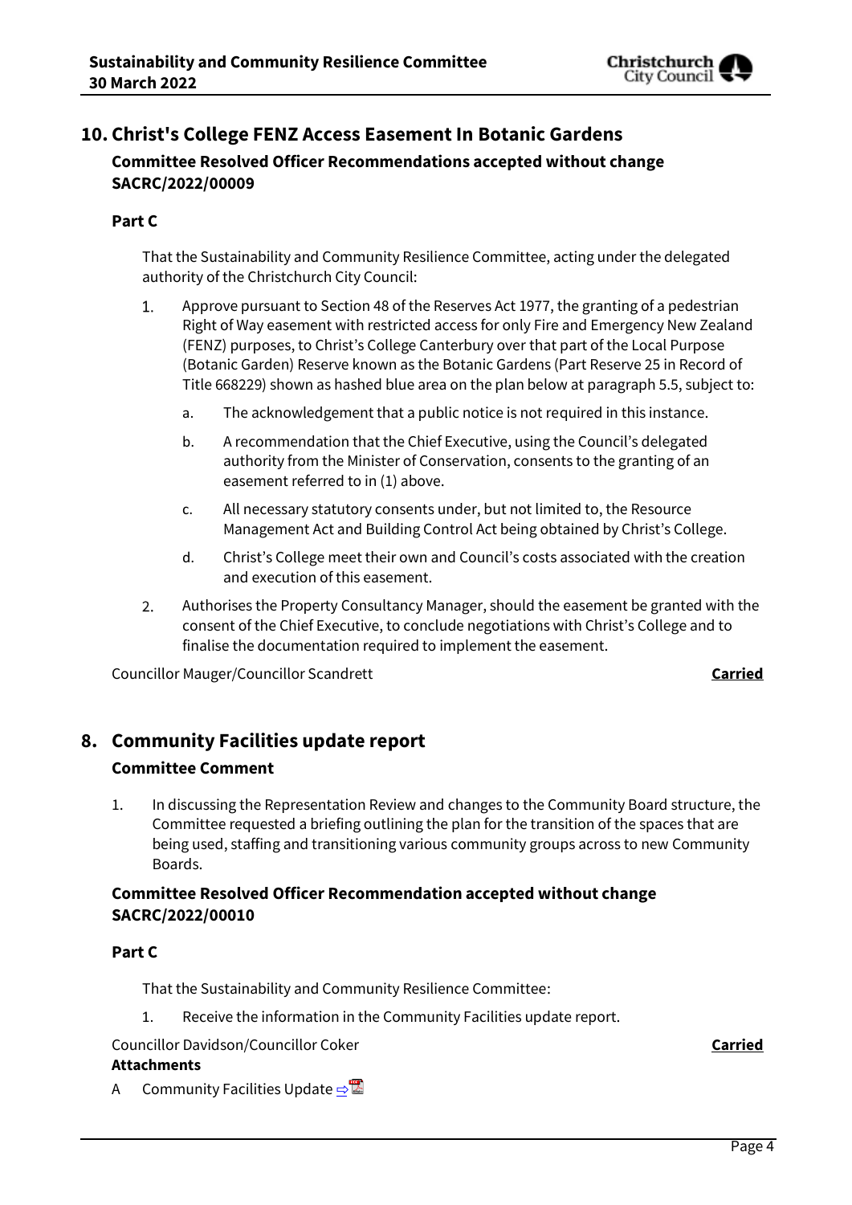## 10. Christ's College FENZ Access Easement In Botanic Gardens

### Committee Resolved Officer Recommendations accepted without change SACRC/2022/00009

**Part C**

That the Sustainability and Community Resilience Committee, acting under the delegated authority of the Christchurch City Council:

1. Approve pursuant to Section 48 of the Reserves Act 1977, the granting of a pedestrian Right of Way easement with restricted access for only Fire and Emergency New Zealand (FENZ) purposes, to Christ's College Canterbury over that part of the Local Purpose (Botanic Garden) Reserve known as the Botanic Gardens (Part Reserve 25 in Record of Title 668229) shown as hashed blue area on the plan below at paragraph 5.5, subject to:
   a. The acknowledgement that a public notice is not required in this instance.
   b. A recommendation that the Chief Executive, using the Council's delegated authority from the Minister of Conservation, consents to the granting of an easement referred to in (1) above.
   c. All necessary statutory consents under, but not limited to, the Resource Management Act and Building Control Act being obtained by Christ's College.
   d. Christ's College meet their own and Council's costs associated with the creation and execution of this easement.
2. Authorises the Property Consultancy Manager, should the easement be granted with the consent of the Chief Executive, to conclude negotiations with Christ's College and to finalise the documentation required to implement the easement.

Councillor Mauger/Councillor Scandrett **Carried**

## 8. Community Facilities update report

### Committee Comment

1. In discussing the Representation Review and changes to the Community Board structure, the Committee requested a briefing outlining the plan for the transition of the spaces that are being used, staffing and transitioning various community groups across to new Community Boards.

### Committee Resolved Officer Recommendation accepted without change SACRC/2022/00010

**Part C**

That the Sustainability and Community Resilience Committee:

1. Receive the information in the Community Facilities update report.

Councillor Davidson/Councillor Coker **Carried**

**Attachments**

A Community Facilities Update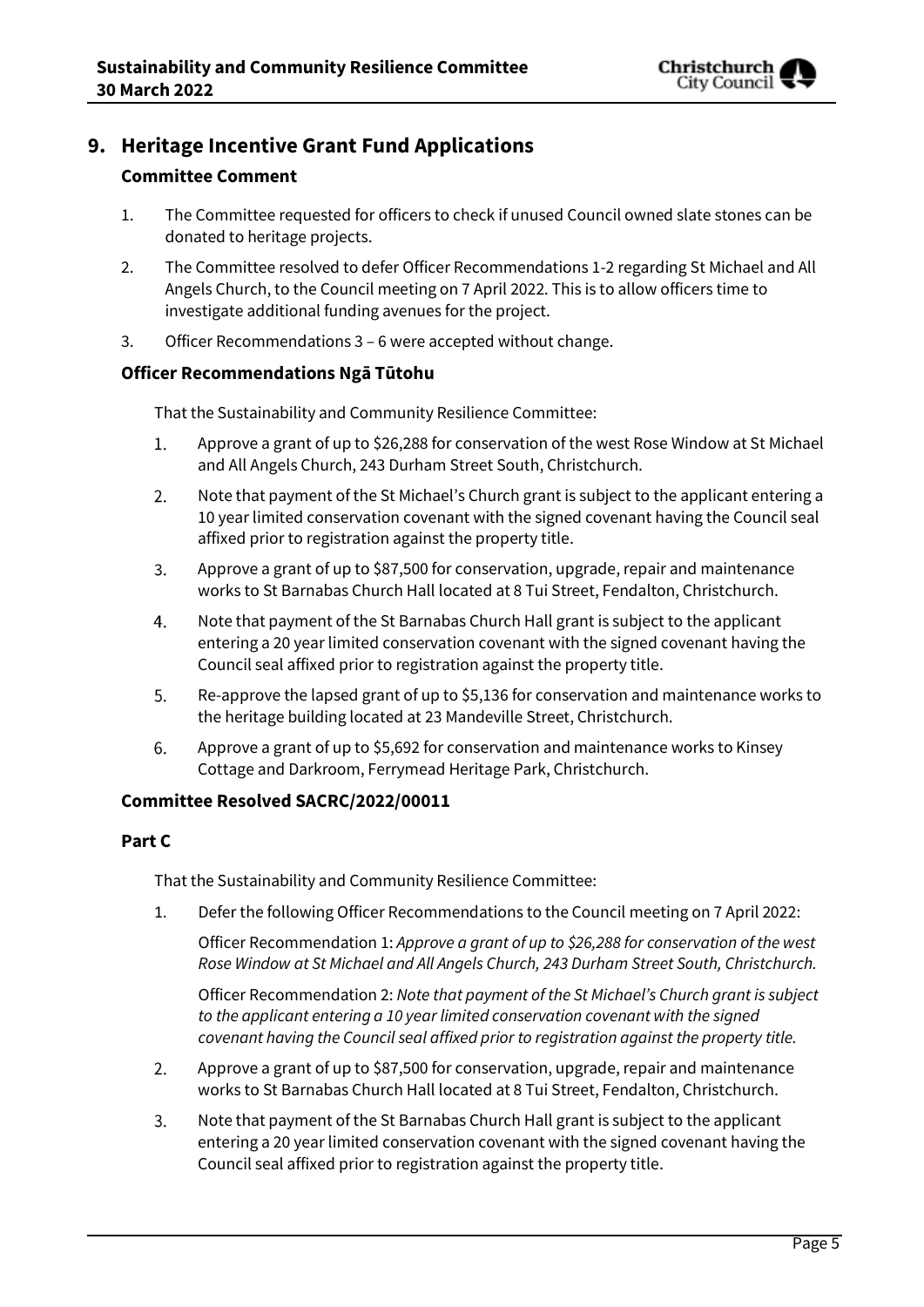## 9. Heritage Incentive Grant Fund Applications

### Committee Comment

1. The Committee requested for officers to check if unused Council owned slate stones can be donated to heritage projects.
2. The Committee resolved to defer Officer Recommendations 1-2 regarding St Michael and All Angels Church, to the Council meeting on 7 April 2022. This is to allow officers time to investigate additional funding avenues for the project.
3. Officer Recommendations 3 – 6 were accepted without change.

### Officer Recommendations Ngā Tūtohu

That the Sustainability and Community Resilience Committee:

1. Approve a grant of up to $26,288 for conservation of the west Rose Window at St Michael and All Angels Church, 243 Durham Street South, Christchurch.
2. Note that payment of the St Michael's Church grant is subject to the applicant entering a 10 year limited conservation covenant with the signed covenant having the Council seal affixed prior to registration against the property title.
3. Approve a grant of up to $87,500 for conservation, upgrade, repair and maintenance works to St Barnabas Church Hall located at 8 Tui Street, Fendalton, Christchurch.
4. Note that payment of the St Barnabas Church Hall grant is subject to the applicant entering a 20 year limited conservation covenant with the signed covenant having the Council seal affixed prior to registration against the property title.
5. Re-approve the lapsed grant of up to $5,136 for conservation and maintenance works to the heritage building located at 23 Mandeville Street, Christchurch.
6. Approve a grant of up to $5,692 for conservation and maintenance works to Kinsey Cottage and Darkroom, Ferrymead Heritage Park, Christchurch.

### Committee Resolved SACRC/2022/00011

### Part C

That the Sustainability and Community Resilience Committee:

1. Defer the following Officer Recommendations to the Council meeting on 7 April 2022:

   Officer Recommendation 1: *Approve a grant of up to $26,288 for conservation of the west Rose Window at St Michael and All Angels Church, 243 Durham Street South, Christchurch.*

   Officer Recommendation 2: *Note that payment of the St Michael's Church grant is subject to the applicant entering a 10 year limited conservation covenant with the signed covenant having the Council seal affixed prior to registration against the property title.*

2. Approve a grant of up to $87,500 for conservation, upgrade, repair and maintenance works to St Barnabas Church Hall located at 8 Tui Street, Fendalton, Christchurch.
3. Note that payment of the St Barnabas Church Hall grant is subject to the applicant entering a 20 year limited conservation covenant with the signed covenant having the Council seal affixed prior to registration against the property title.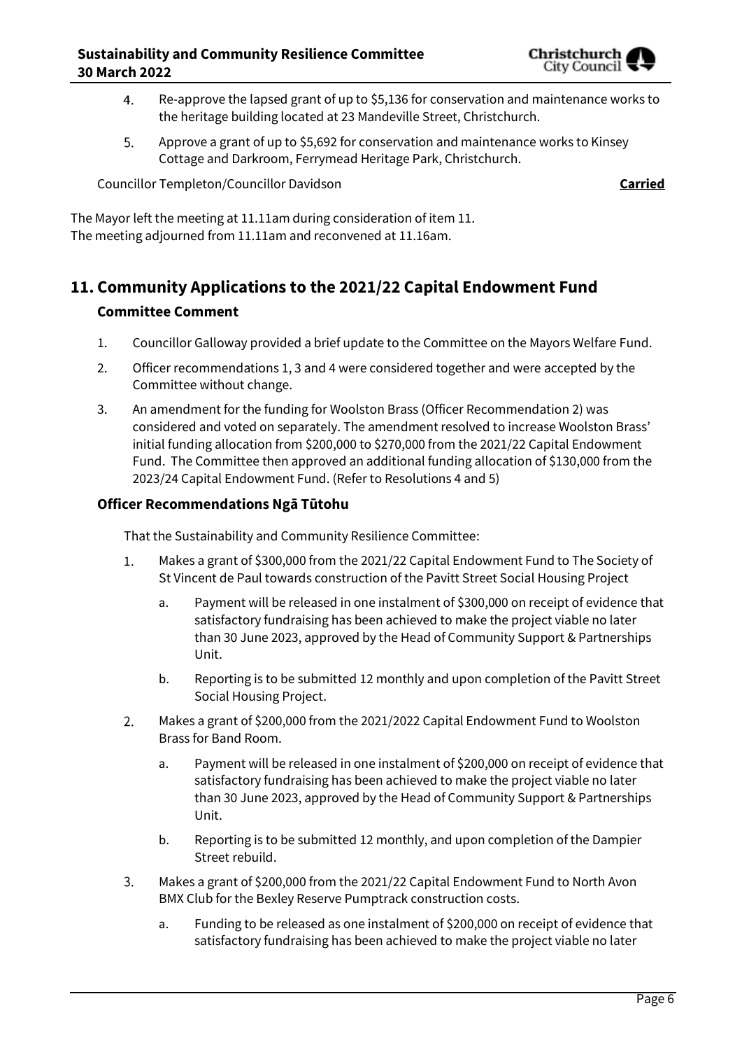4. Re-approve the lapsed grant of up to $5,136 for conservation and maintenance works to the heritage building located at 23 Mandeville Street, Christchurch.
5. Approve a grant of up to $5,692 for conservation and maintenance works to Kinsey Cottage and Darkroom, Ferrymead Heritage Park, Christchurch.

Councillor Templeton/Councillor Davidson **Carried**

The Mayor left the meeting at 11.11am during consideration of item 11.
The meeting adjourned from 11.11am and reconvened at 11.16am.

## 11. Community Applications to the 2021/22 Capital Endowment Fund

### Committee Comment

1. Councillor Galloway provided a brief update to the Committee on the Mayors Welfare Fund.
2. Officer recommendations 1, 3 and 4 were considered together and were accepted by the Committee without change.
3. An amendment for the funding for Woolston Brass (Officer Recommendation 2) was considered and voted on separately. The amendment resolved to increase Woolston Brass' initial funding allocation from $200,000 to $270,000 from the 2021/22 Capital Endowment Fund. The Committee then approved an additional funding allocation of $130,000 from the 2023/24 Capital Endowment Fund. (Refer to Resolutions 4 and 5)

### Officer Recommendations Ngā Tūtohu

That the Sustainability and Community Resilience Committee:

1. Makes a grant of $300,000 from the 2021/22 Capital Endowment Fund to The Society of St Vincent de Paul towards construction of the Pavitt Street Social Housing Project
   a. Payment will be released in one instalment of $300,000 on receipt of evidence that satisfactory fundraising has been achieved to make the project viable no later than 30 June 2023, approved by the Head of Community Support & Partnerships Unit.
   b. Reporting is to be submitted 12 monthly and upon completion of the Pavitt Street Social Housing Project.
2. Makes a grant of $200,000 from the 2021/2022 Capital Endowment Fund to Woolston Brass for Band Room.
   a. Payment will be released in one instalment of $200,000 on receipt of evidence that satisfactory fundraising has been achieved to make the project viable no later than 30 June 2023, approved by the Head of Community Support & Partnerships Unit.
   b. Reporting is to be submitted 12 monthly, and upon completion of the Dampier Street rebuild.
3. Makes a grant of $200,000 from the 2021/22 Capital Endowment Fund to North Avon BMX Club for the Bexley Reserve Pumptrack construction costs.
   a. Funding to be released as one instalment of $200,000 on receipt of evidence that satisfactory fundraising has been achieved to make the project viable no later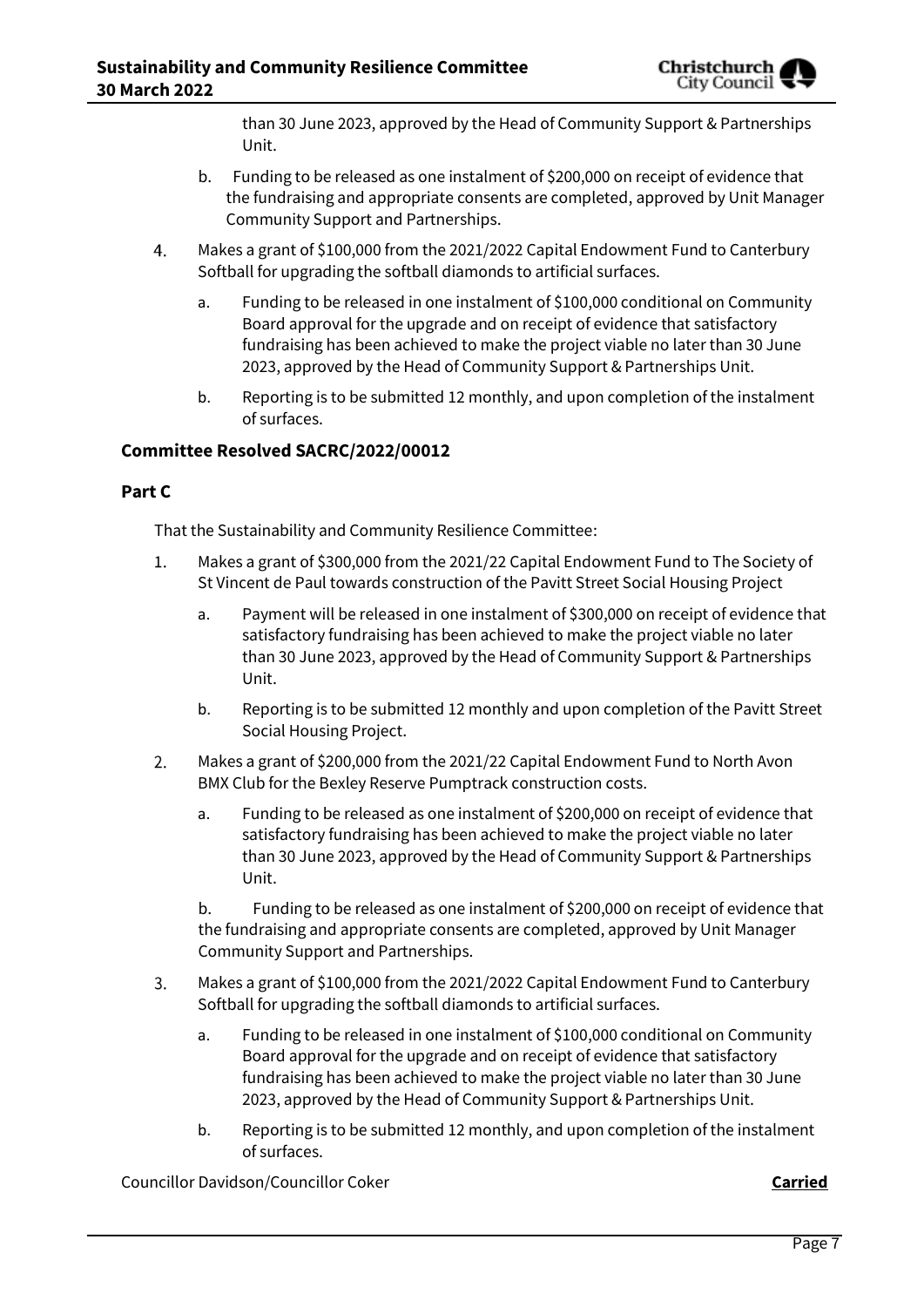than 30 June 2023, approved by the Head of Community Support & Partnerships Unit.

   b. Funding to be released as one instalment of $200,000 on receipt of evidence that the fundraising and appropriate consents are completed, approved by Unit Manager Community Support and Partnerships.

4. Makes a grant of $100,000 from the 2021/2022 Capital Endowment Fund to Canterbury Softball for upgrading the softball diamonds to artificial surfaces.

   a. Funding to be released in one instalment of $100,000 conditional on Community Board approval for the upgrade and on receipt of evidence that satisfactory fundraising has been achieved to make the project viable no later than 30 June 2023, approved by the Head of Community Support & Partnerships Unit.

   b. Reporting is to be submitted 12 monthly, and upon completion of the instalment of surfaces.

### Committee Resolved SACRC/2022/00012

### Part C

That the Sustainability and Community Resilience Committee:

1. Makes a grant of $300,000 from the 2021/22 Capital Endowment Fund to The Society of St Vincent de Paul towards construction of the Pavitt Street Social Housing Project

   a. Payment will be released in one instalment of $300,000 on receipt of evidence that satisfactory fundraising has been achieved to make the project viable no later than 30 June 2023, approved by the Head of Community Support & Partnerships Unit.

   b. Reporting is to be submitted 12 monthly and upon completion of the Pavitt Street Social Housing Project.

2. Makes a grant of $200,000 from the 2021/22 Capital Endowment Fund to North Avon BMX Club for the Bexley Reserve Pumptrack construction costs.

   a. Funding to be released as one instalment of $200,000 on receipt of evidence that satisfactory fundraising has been achieved to make the project viable no later than 30 June 2023, approved by the Head of Community Support & Partnerships Unit.

   b. Funding to be released as one instalment of $200,000 on receipt of evidence that the fundraising and appropriate consents are completed, approved by Unit Manager Community Support and Partnerships.

3. Makes a grant of $100,000 from the 2021/2022 Capital Endowment Fund to Canterbury Softball for upgrading the softball diamonds to artificial surfaces.

   a. Funding to be released in one instalment of $100,000 conditional on Community Board approval for the upgrade and on receipt of evidence that satisfactory fundraising has been achieved to make the project viable no later than 30 June 2023, approved by the Head of Community Support & Partnerships Unit.

   b. Reporting is to be submitted 12 monthly, and upon completion of the instalment of surfaces.

Councillor Davidson/Councillor Coker **Carried**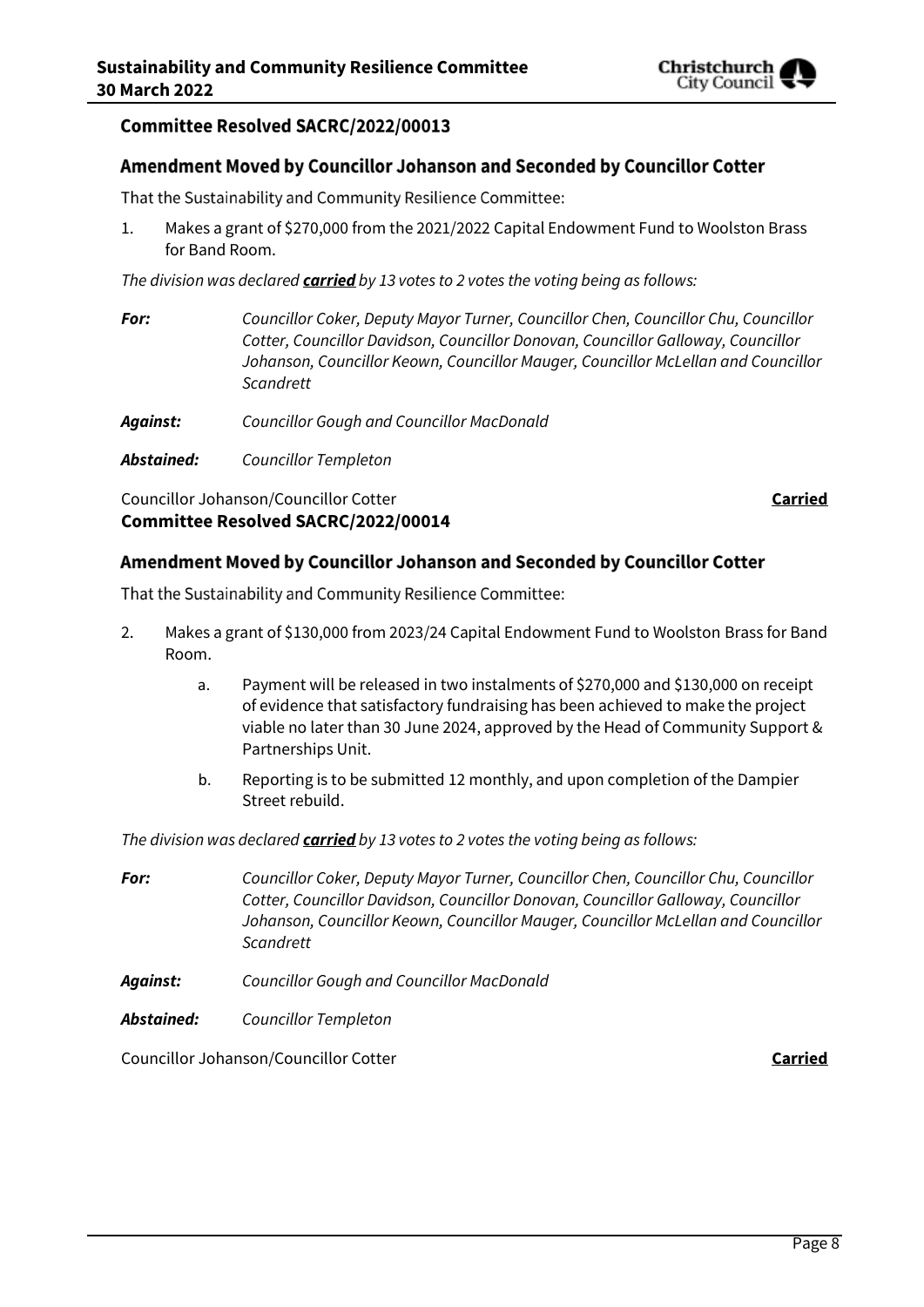### Committee Resolved SACRC/2022/00013

## Amendment Moved by Councillor Johanson and Seconded by Councillor Cotter

That the Sustainability and Community Resilience Committee:

1. Makes a grant of $270,000 from the 2021/2022 Capital Endowment Fund to Woolston Brass for Band Room.

*The division was declared **carried** by 13 votes to 2 votes the voting being as follows:*

| | |
|---|---|
| ***For:*** | *Councillor Coker, Deputy Mayor Turner, Councillor Chen, Councillor Chu, Councillor Cotter, Councillor Davidson, Councillor Donovan, Councillor Galloway, Councillor Johanson, Councillor Keown, Councillor Mauger, Councillor McLellan and Councillor Scandrett* |
| ***Against:*** | *Councillor Gough and Councillor MacDonald* |
| ***Abstained:*** | *Councillor Templeton* |

Councillor Johanson/Councillor Cotter **Carried**

### Committee Resolved SACRC/2022/00014

## Amendment Moved by Councillor Johanson and Seconded by Councillor Cotter

That the Sustainability and Community Resilience Committee:

2. Makes a grant of $130,000 from 2023/24 Capital Endowment Fund to Woolston Brass for Band Room.
    a. Payment will be released in two instalments of $270,000 and $130,000 on receipt of evidence that satisfactory fundraising has been achieved to make the project viable no later than 30 June 2024, approved by the Head of Community Support & Partnerships Unit.
    b. Reporting is to be submitted 12 monthly, and upon completion of the Dampier Street rebuild.

*The division was declared **carried** by 13 votes to 2 votes the voting being as follows:*

| | |
|---|---|
| ***For:*** | *Councillor Coker, Deputy Mayor Turner, Councillor Chen, Councillor Chu, Councillor Cotter, Councillor Davidson, Councillor Donovan, Councillor Galloway, Councillor Johanson, Councillor Keown, Councillor Mauger, Councillor McLellan and Councillor Scandrett* |
| ***Against:*** | *Councillor Gough and Councillor MacDonald* |
| ***Abstained:*** | *Councillor Templeton* |

Councillor Johanson/Councillor Cotter **Carried**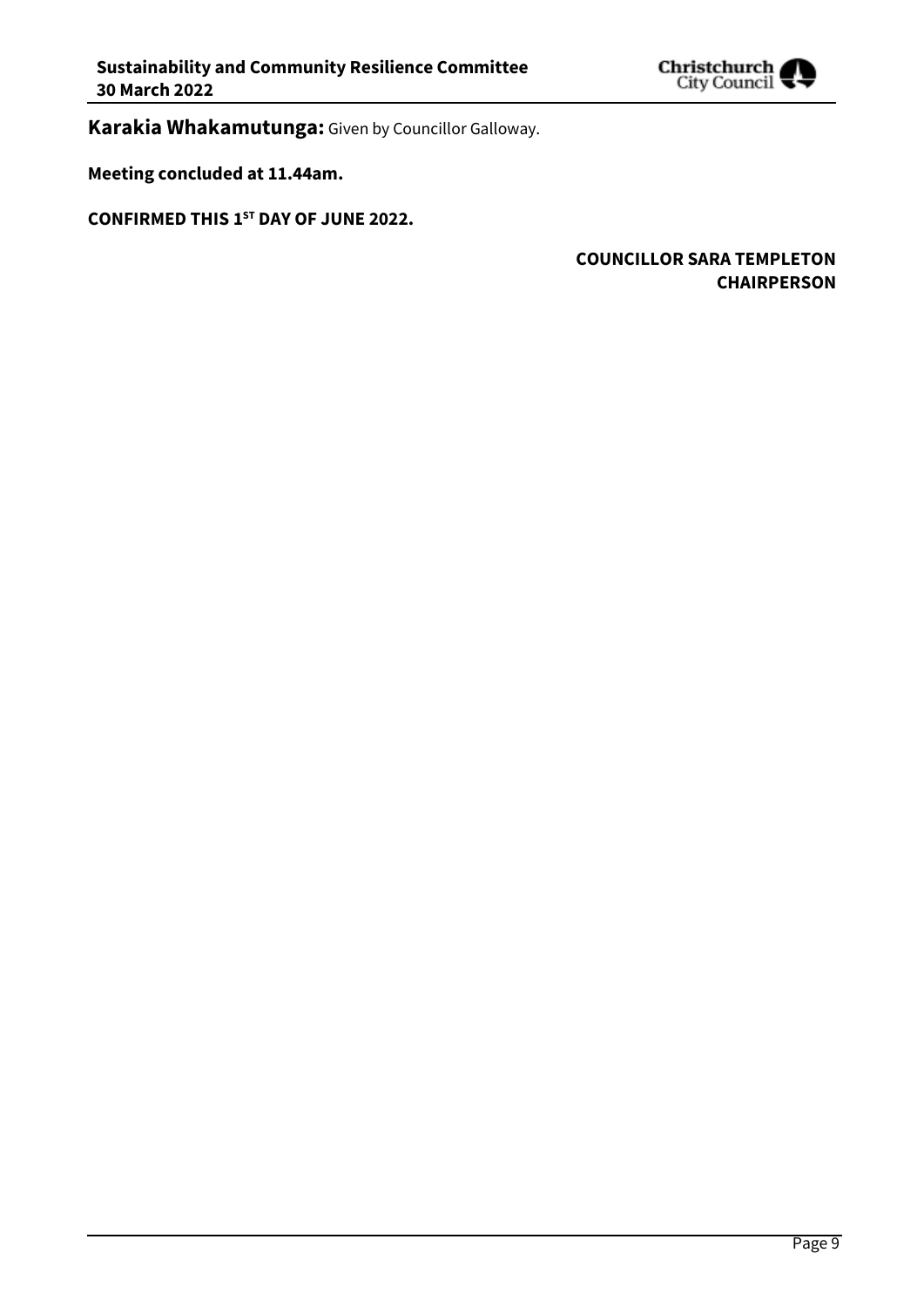**Karakia Whakamutunga:** Given by Councillor Galloway.

**Meeting concluded at 11.44am.**

**CONFIRMED THIS 1ST DAY OF JUNE 2022.**

**COUNCILLOR SARA TEMPLETON**
**CHAIRPERSON**